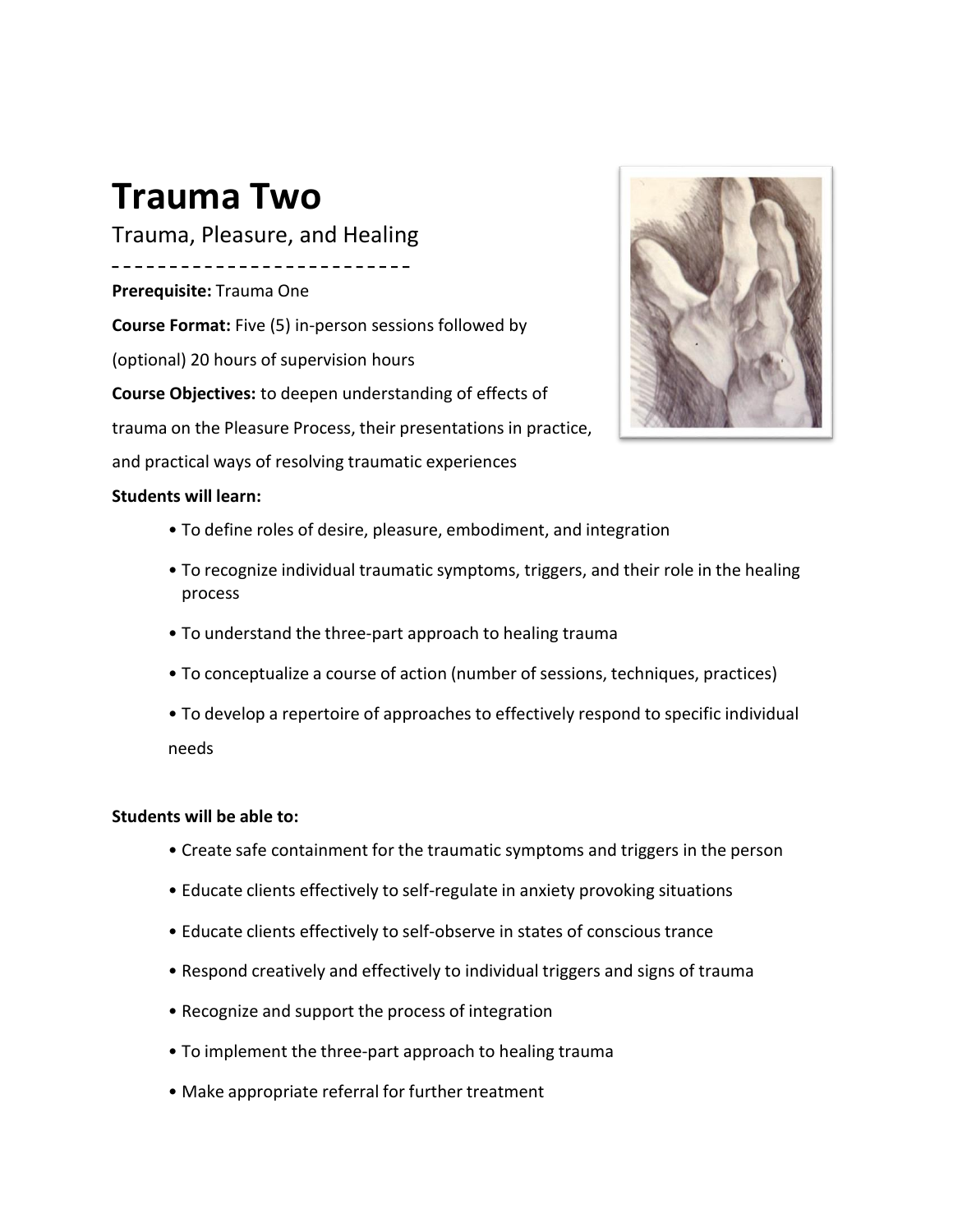# Trauma Two

Trauma, Pleasure, and Healing

**Prerequisite:** Trauma One

**Course Format:** Five (5) in-person sessions followed by (optional) 20 hours of supervision hours

**Course Objectives:** to deepen understanding of effects of trauma on the Pleasure Process, their presentations in practice, and practical ways of resolving traumatic experiences

**Students will learn:**

- To define roles of desire, pleasure, embodiment, and integration
- To recognize individual traumatic symptoms, triggers, and their role in the healing process
- To understand the three-part approach to healing trauma
- To conceptualize a course of action (number of sessions, techniques, practices)
- To develop a repertoire of approaches to effectively respond to specific individual needs

**Students will be able to:**

- Create safe containment for the traumatic symptoms and triggers in the person
- Educate clients effectively to self-regulate in anxiety provoking situations
- Educate clients effectively to self-observe in states of conscious trance
- Respond creatively and effectively to individual triggers and signs of trauma
- Recognize and support the process of integration
- To implement the three-part approach to healing trauma
- Make appropriate referral for further treatment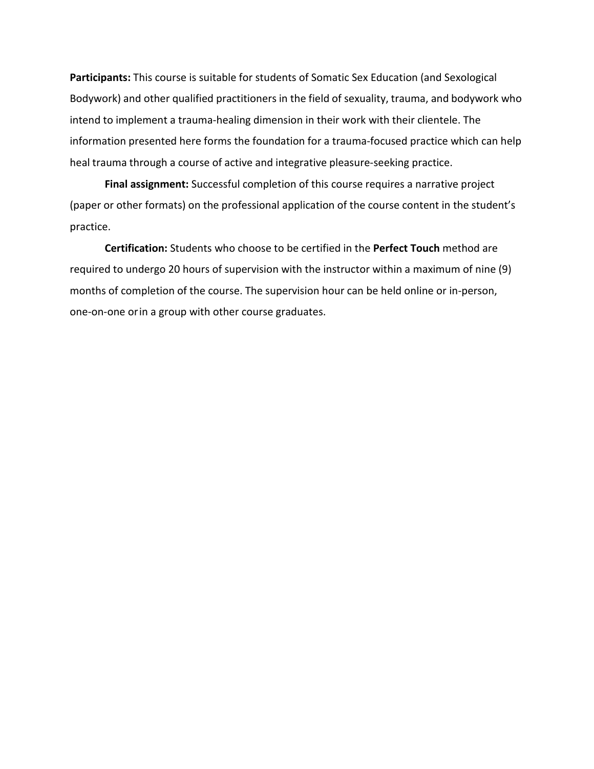**Participants:** This course is suitable for students of Somatic Sex Education (and Sexological Bodywork) and other qualified practitioners in the field of sexuality, trauma, and bodywork who intend to implement a trauma-healing dimension in their work with their clientele. The information presented here forms the foundation for a trauma-focused practice which can help heal trauma through a course of active and integrative pleasure-seeking practice.

**Final assignment:** Successful completion of this course requires a narrative project (paper or other formats) on the professional application of the course content in the student's practice.

**Certification:** Students who choose to be certified in the **Perfect Touch** method are required to undergo 20 hours of supervision with the instructor within a maximum of nine (9) months of completion of the course. The supervision hour can be held online or in-person, one-on-one orin a group with other course graduates.